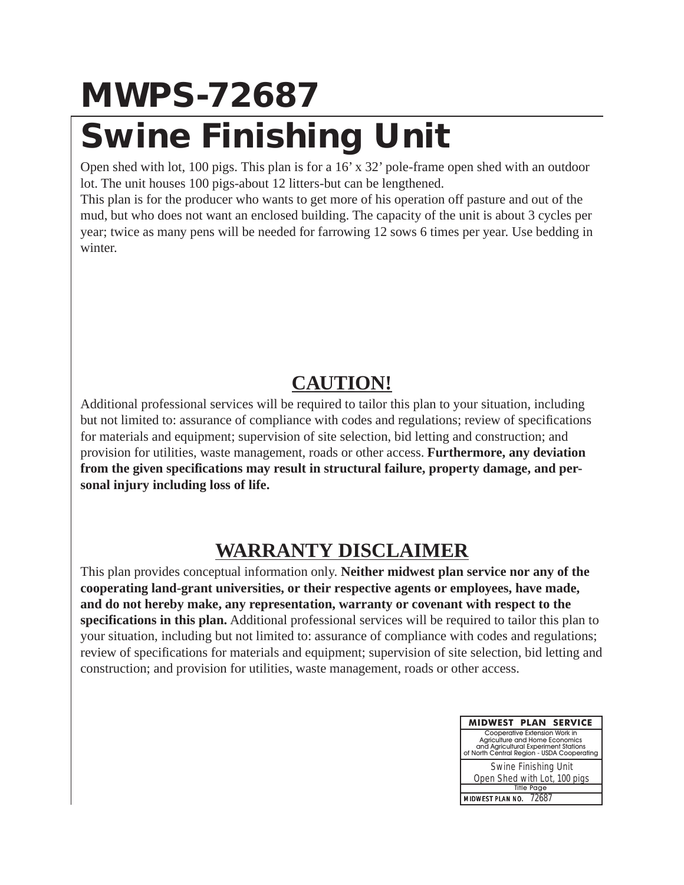# MWPS-72687

# Swine Finishing Unit

Open shed with lot, 100 pigs. This plan is for a 16’ x 32’ pole-frame open shed with an outdoor lot. The unit houses 100 pigs-about 12 litters-but can be lengthened.

This plan is for the producer who wants to get more of his operation off pasture and out of the mud, but who does not want an enclosed building. The capacity of the unit is about 3 cycles per year; twice as many pens will be needed for farrowing 12 sows 6 times per year. Use bedding in winter.

## CAUTION!

Additional professional services will be required to tailor this plan to your situation, including but not limited to: assurance of compliance with codes and regulations; review of specifications for materials and equipment; supervision of site selection, bid letting and construction; and provision for utilities, waste management, roads or other access. **Furthermore, any deviation from the given specifications may result in structural failure, property damage, and personal injury including loss of life.**

## WARRANTY DISCLAIMER

This plan provides conceptual information only. **Neither midwest plan service nor any of the cooperating land-grant universities, or their respective agents or employees, have made, and do not hereby make, any representation, warranty or covenant with respect to the specifications in this plan.** Additional professional services will be required to tailor this plan to your situation, including but not limited to: assurance of compliance with codes and regulations; review of specifications for materials and equipment; supervision of site selection, bid letting and construction; and provision for utilities, waste management, roads or other access.

| MIDWEST PLAN SERVICE |
|---|
| Cooperative Extension Work in Agriculture and Home Economics and Agricultural Experiment Stations of North Central Region - USDA Cooperating |
| Swine Finishing Unit<br>Open Shed with Lot, 100 pigs |
| Title Page |
| MIDWEST PLAN NO. 72687 |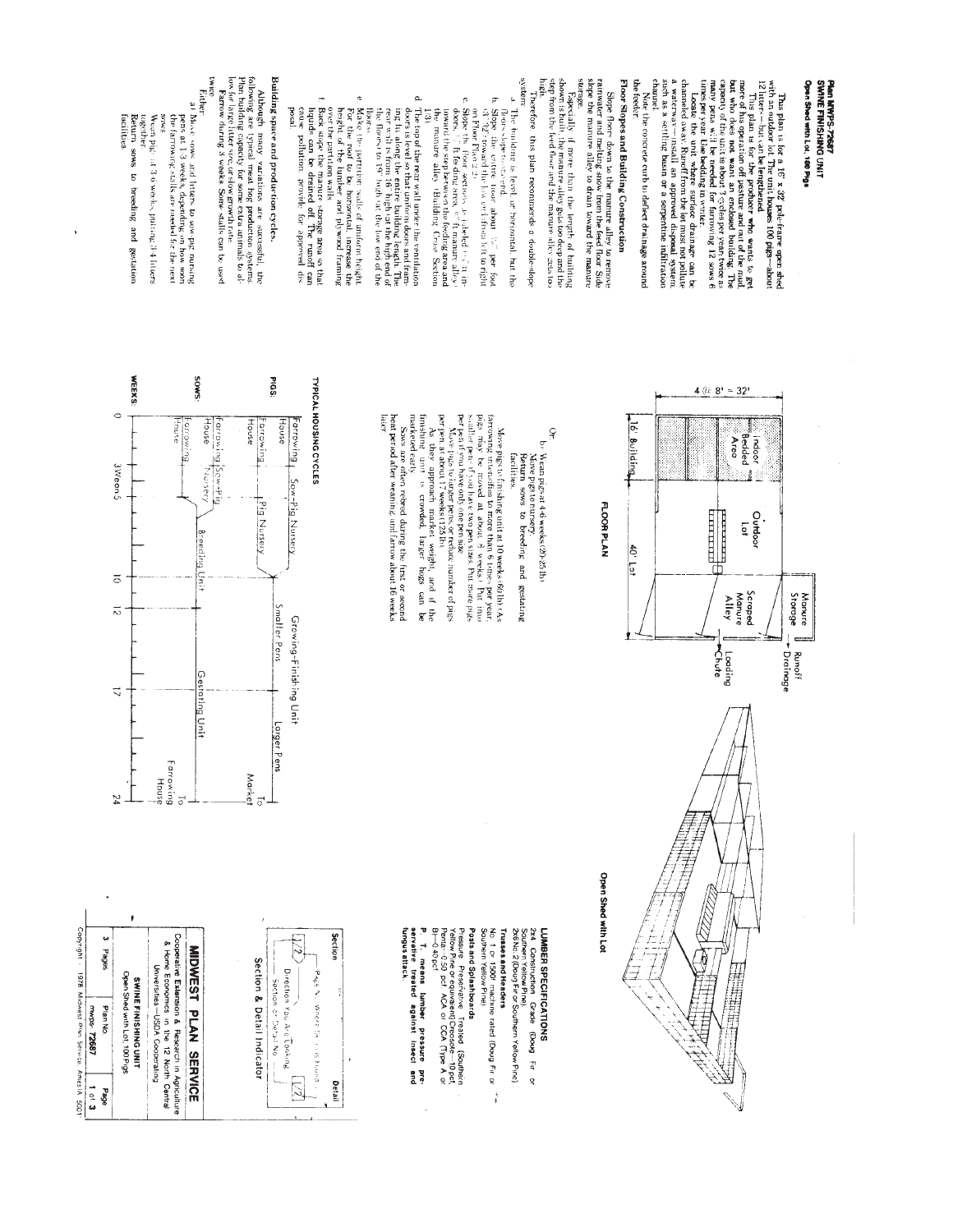# Plan MWPS-72687

## SWINE FINISHING UNIT

### Open Shed with Lot, 100 Pigs

This plan is for a 16' x 32' pole-frame open shed with an outdoor lot. The unit houses 100 pigs—about 12 litters—but can be lengthened.

This plan is for the producer who wants to get more of his operation off pasture and out of the mud, but who does not want an enclosed building. The capacity of the unit is about 3 cycles per year; twice as many pens are needed for farrowing 12 sows 6 times per year. Use bedding in winter.

Locate the unit where surface drainage can be channeled away. Runoff from the lot must not pollute a waterway—install an approved disposal system, such as a settling basin or a serpentine infiltration channel.

Note the concrete curb to deflect drainage around the feeder.

### Floor Slopes and Building Construction

Slope floors down to the manure alley to remove rainwater and melting snow from the feed floor. Slide slope the manure alley to drain toward the manure storage.

Especially if more than the length of building shown is built, the manure alley gets too deep and the step from the feed floor and the manure alley gets too high.

Therefore, this plan recommends a double-slope system:

a. The building is level, or horizontal, but the floor slopes toward end.

b. Slope the entire floor about 1/4" per foot sloping toward the low end (from left to right on Floor Plan 2/2).

c. Slope the floor sections labeled 4'... 8' in indoors, ... ft feeding area, ... ft manure alley toward the step between the feeding area and the manure alley. (Building Cross Section 1/3)

d. The top of the rear wall under the ventilation doors is level so that uniform doors and framing fit along the entire building length. The rear wall is from 16" high at the high end of the floor to 19" high at the low end of the floor.

e. Make the partition walls of uniform height. For the roof to be horizontal, increase the height of the lumber and plywood framing over the partition walls.

f. Back slope the manure storage area so that liquids can be drained off. The runoff can cause pollution; provide for approved disposal.

### Building space and production cycles.

Although many variations are successful, the following are typical meat hog production systems. Plan building capacity for some extra animals to allow for large litters or slow growth rates.

Farrow during 3 weeks. Some stalls can be used twice.

Either:

a) Move sows and litters to sow-pig nursing pens at 1-3 weeks, depending on how soon the farrowing stalls are needed for the next sows.

Wean pigs at 3-6 weeks, putting 3-4 litters together.

Return sows to breeding and gestation facilities.

Or

b. Wean pigs at 4-6 weeks (20-25 lb).

Move pigs to nursery.

Return sows to breeding and gestating facilities.

Move pigs to finishing unit at 10 weeks (60 lb). As farrowing intensifies to more than 6 times per year, pigs may be moved at about 8 weeks. Put into smaller pens of not more than two pen sizes. Put more pigs per pen if you have only one pen size.

Move pigs to larger pens, or reduce number of pigs per pen at about 17 weeks (125 lb).

As they approach market weight, and if the finishing unit is crowded, larger hogs can be marketed early.

Sows are often rebred during the first or second heat period after weaning and farrow about 16 weeks later.

## FLOOR PLAN

- 4 @ 8' = 32'
- 16' Building
- 40' Lot
- Indoor Bedded Area
- Outdoor Lot
- Scraped Manure Alley
- Manure Storage
- Runoff Drainage
- Loading Chute

## Open Shed with Lot

## TYPICAL HOUSING CYCLES

| | | | | | | |
|---|---|---|---|---|---|---|
| PIGS: | Farrowing House | Sow-Pig Nursery | | Growing-Finishing Unit | | |
| | Farrowing House | Pig Nursery | | Smaller Pens | Larger Pens | To Market |
| | Farrowing House | Sow-Pig Nursery | | | | |
| SOWS: | Farrowing House | | Breeding Unit | Gestating Unit | | To Farrowing House |
| WEEKS: | 0 | 3 Wean 6 | 10 | 12 | 17 | 24 |

## LUMBER SPECIFICATIONS

2x4 Construction Grade (Doug Fir or Southern Yellow Pine).
2x6 No. 2 (Doug Fir or Southern Yellow Pine)

**Trusses and Headers**
No. 1 or 1500f machine rated (Doug Fir or Southern Yellow Pine).

**Posts and Splashboards**
Pressure Preservative Treated (Southern Yellow Pine or equivalent) Creosote—10 pcf, Penta—0.50 pcf ACA or CCA (Type A or B)—0.40 pcf

**P. T. means lumber pressure preservative treated against insect and fungus attack.**

## Section & Detail Indicator

- Section
- Page No. Where Detail Is Found
- Direction You Are Looking
- Section or Detail No.
- Detail

## MIDWEST PLAN SERVICE

Cooperative Extension & Research in Agriculture & Home Economics in the 12 North Central Universities—USDA Cooperating

SWINE FINISHING UNIT
Open Shed with Lot, 100 Pigs

| 3 Pages | Plan No. mwps-72687 | Page 1 of 3 |
|---|---|---|

Copyright 1978 Midwest Plan Service, Ames IA 50011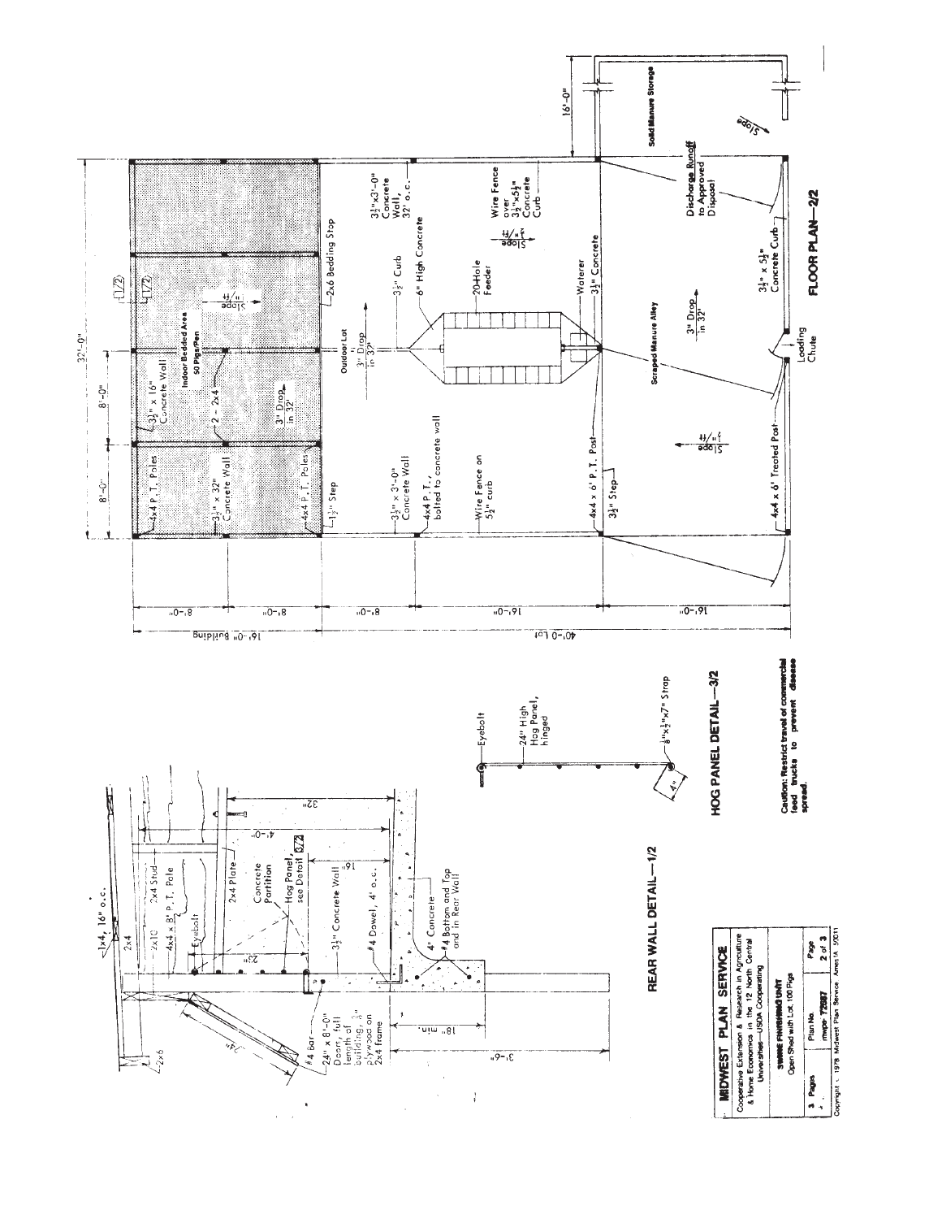## REAR WALL DETAIL—1/2

1x4, 16" o.c.
2x4
2x6
2x10
2x4 Stud
4x4 x 8' P. T. Pole
Eyebolt
2x4 Plate
Concrete Partition
Hog Panel, see Detail 3/2
3½" Concrete Wall
#4 Dowel, 4' o.c.
4" Concrete
#4 Bottom and Top and in Rear Wall
#4 bar
24" x 8'-0" Doors, full length of building, ⅜" plywood on 2x4 frame
24"
23"
16"
32"
4'-0"
18" min.
3'-6"

## HOG PANEL DETAIL—3/2

Eyebolt
24" High Hog Panel, hinged
⅛"x1½"x7" Strap
4"

**Caution: Restrict travel of commercial feed trucks to prevent disease spread.**

## FLOOR PLAN—2/2

32'-0"
8'-0"
8'-0"
16'-0"
16'-0" Building
40'-0" Lot
8'-0"
8'-0"
8'-0"
16'-0"
16'-0"

Indoor Bedded Area
50 Pigs/Pen

4x4 P. T. Poles
3½" x 16" Concrete Wall
2 - 2x4
3½" x 32" Concrete Wall
4x4 P. T. Poles
3" Drop in 32'
Slope ¼"/ft
[1/2]
[1/2]
2x6 Bedding Stop
1½" Step

Outdoor Lot
3" Drop in 32'
3½" x 3'-0" Concrete Wall, 32' o.c.
3½" Curb
6" High Concrete
20-Hole Feeder
Waterer
3½" Concrete
Wire Fence over 3½"x5½" Concrete Curb
Slope ¼"/ft
3½" x 3'-0" Concrete Wall
4x4 P.T., bolted to concrete wall
Wire Fence on 5½" curb
4x4 x 6' P. T. Post
3½" Step

Scraped Manure Alley
3" Drop in 32'
Slope ¼"/ft
4x4 x 6' Treated Post
Loading Chute
3½" x 5½" Concrete Curb
Discharge Runoff to Approved Disposal
Solid Manure Storage
Slope

| MIDWEST PLAN SERVICE | | |
|---|---|---|
| Cooperative Extension & Research in Agriculture & Home Economics in the 12 North Central Universities—USDA Cooperating | | |
| SWINE FINISHING UNIT<br>Open Shed with Lot, 100 Pigs | | |
| 3 Pages | Plan No. mwps-72687 | Page 2 of 3 |

Copyright © 1978 Midwest Plan Service Ames IA 50011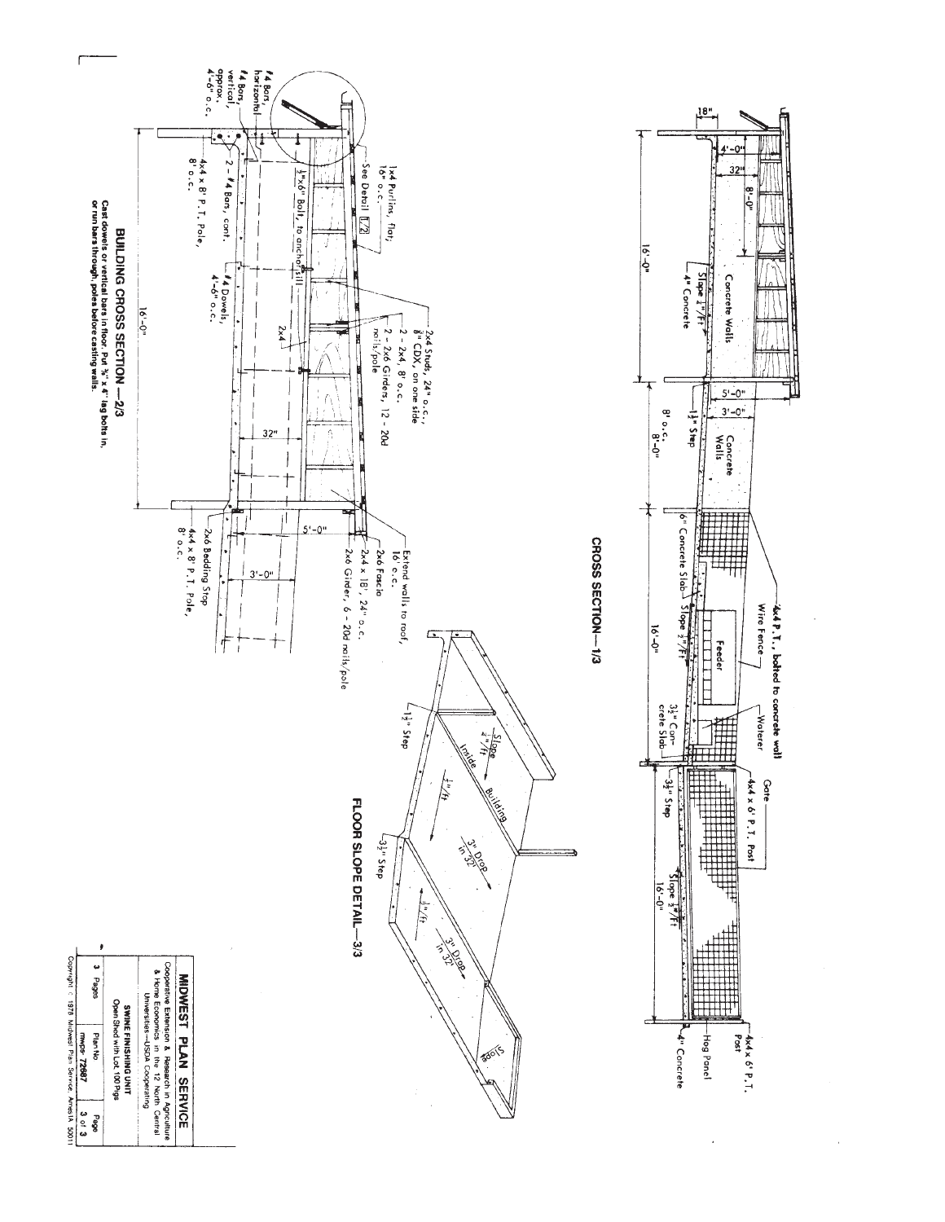## CROSS SECTION—1/3

18"

4'-0"

32"

8'-0"

16'-0"

Slope 1/2"/Ft

4" Concrete

Concrete Walls

5'-0"

3'-0"

1 1/2" Step

8' o.c.

8'-0"

Concrete Walls

6" Concrete Slab

Slope 1/2"/Ft

16'-0"

Wire Fence

4x4 P.T., bolted to concrete wall

Feeder

Waterer

3 1/2" Concrete Slab

Gate

4x4 x 6' P.T. Post

3 1/2" Step

Slope 1/2"/Ft

16'-0"

4x4 x 6' P.T. Post

Hog Panel

4" Concrete

## FLOOR SLOPE DETAIL—3/3

Slope 1/4"/ft

Inside Building

1/2"/ft

3" Drop in 32'

1 1/2" Step

1/2"/ft

3" Drop in 32'

3 1/2" Step

Slope

## BUILDING CROSS SECTION—2/3

#4 Bars, horizontal

#4 Bars, vertical, approx. 4'-6" o.c.

1x4 Purlins, flat, 16" o.c.

See Detail 1/2

2x4 Studs, 24" o.c., 5/8" CDX, on one side

2 - 2x4, 8' o.c.

2 - 2x6 Girders, 12 - 20d nails/pole

1/2"x6" Bolt, to anchor sill

2x4

4x4 x 8' P.T. Pole, 8' o.c.

2 - #4 Bars, cont.

#4 Dowels, 4'-6" o.c.

32"

Extend walls to roof, 16' o.c.

2x6 Fascia

2x4 x 18', 24" o.c.

2x6 Girder, 6 - 20d nails/pole

5'-0"

3'-0"

2x6 Bedding Stop

4x4 x 8' P.T. Pole, 8' o.c.

16'-0"

Cast dowels or vertical bars in floor. Put 3/8" x 4" lag bolts in, or run bars through, poles before casting walls.

| | | |
|---|---|---|
| **MIDWEST PLAN SERVICE** | | |
| Cooperative Extension & Research in Agriculture & Home Economics in the 12 North Central Universities—USDA Cooperating | | |
| SWINE FINISHING UNIT<br>Open Shed with Lot, 100 Pigs | | |
| 3 Pages | Plan No<br>mwps-72687 | Page<br>3 of 3 |

Copyright © 1978 Midwest Plan Service, Ames IA 50011